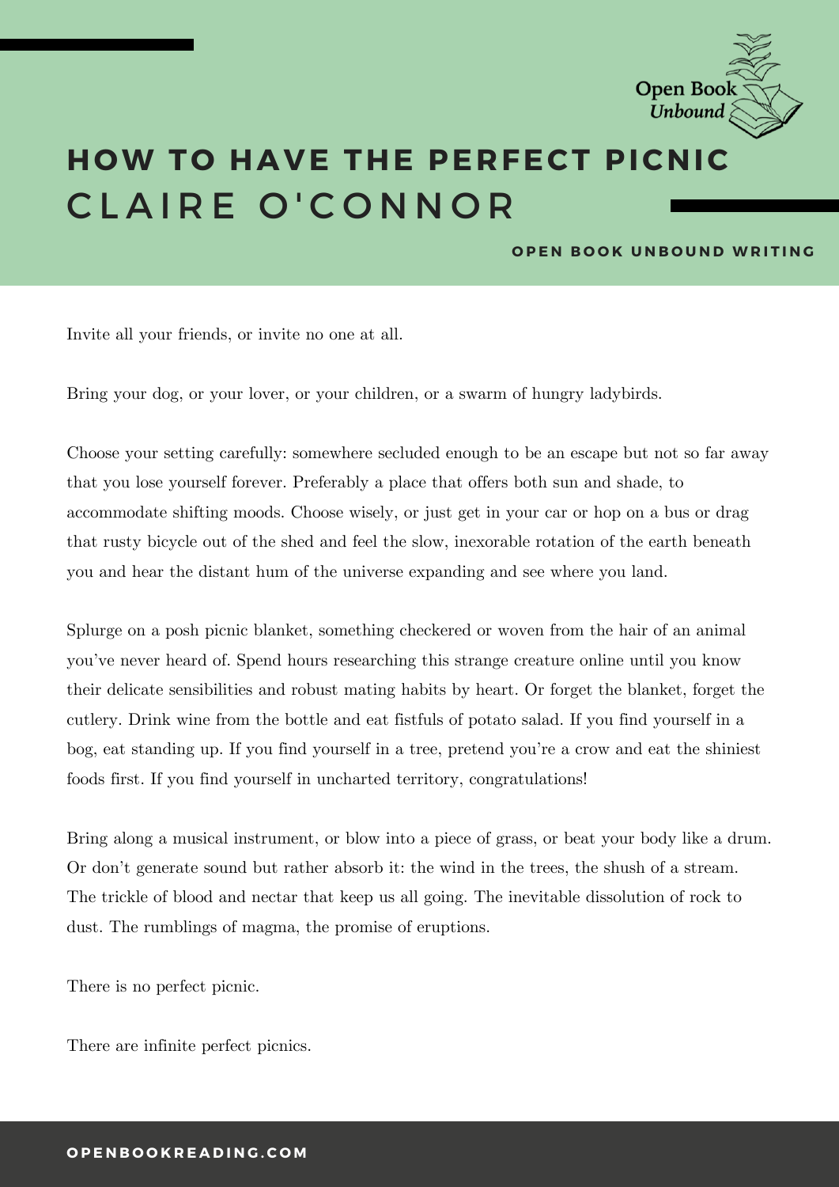# HOW TO HAVE THE PERFECT PICNIC

## CLAIRE O'CONNOR

**OPEN BOOK UNBOUND WRITING**

Invite all your friends, or invite no one at all.

Bring your dog, or your lover, or your children, or a swarm of hungry ladybirds.

Choose your setting carefully: somewhere secluded enough to be an escape but not so far away that you lose yourself forever. Preferably a place that offers both sun and shade, to accommodate shifting moods. Choose wisely, or just get in your car or hop on a bus or drag that rusty bicycle out of the shed and feel the slow, inexorable rotation of the earth beneath you and hear the distant hum of the universe expanding and see where you land.

Splurge on a posh picnic blanket, something checkered or woven from the hair of an animal you've never heard of. Spend hours researching this strange creature online until you know their delicate sensibilities and robust mating habits by heart. Or forget the blanket, forget the cutlery. Drink wine from the bottle and eat fistfuls of potato salad. If you find yourself in a bog, eat standing up. If you find yourself in a tree, pretend you're a crow and eat the shiniest foods first. If you find yourself in uncharted territory, congratulations!

Bring along a musical instrument, or blow into a piece of grass, or beat your body like a drum. Or don't generate sound but rather absorb it: the wind in the trees, the shush of a stream. The trickle of blood and nectar that keep us all going. The inevitable dissolution of rock to dust. The rumblings of magma, the promise of eruptions.

There is no perfect picnic.

There are infinite perfect picnics.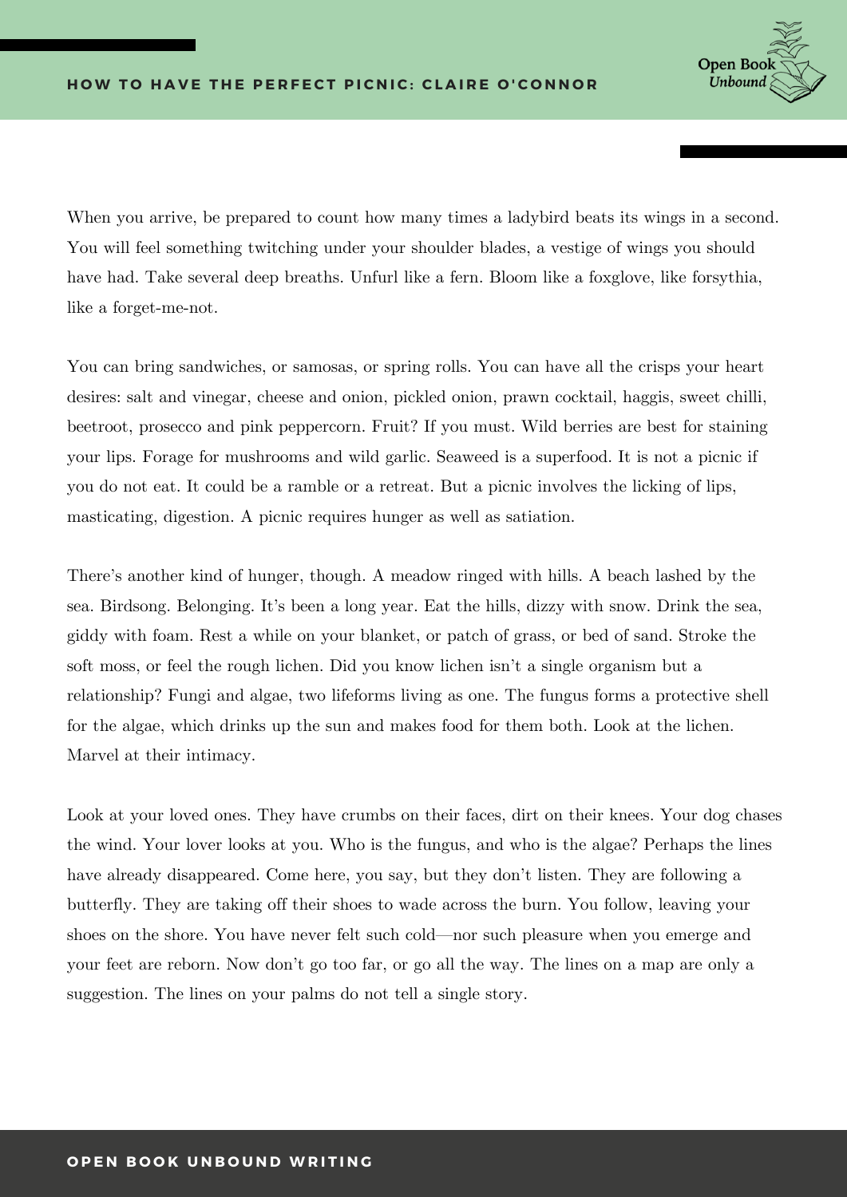When you arrive, be prepared to count how many times a ladybird beats its wings in a second. You will feel something twitching under your shoulder blades, a vestige of wings you should have had. Take several deep breaths. Unfurl like a fern. Bloom like a foxglove, like forsythia, like a forget-me-not.

You can bring sandwiches, or samosas, or spring rolls. You can have all the crisps your heart desires: salt and vinegar, cheese and onion, pickled onion, prawn cocktail, haggis, sweet chilli, beetroot, prosecco and pink peppercorn. Fruit? If you must. Wild berries are best for staining your lips. Forage for mushrooms and wild garlic. Seaweed is a superfood. It is not a picnic if you do not eat. It could be a ramble or a retreat. But a picnic involves the licking of lips, masticating, digestion. A picnic requires hunger as well as satiation.

There's another kind of hunger, though. A meadow ringed with hills. A beach lashed by the sea. Birdsong. Belonging. It's been a long year. Eat the hills, dizzy with snow. Drink the sea, giddy with foam. Rest a while on your blanket, or patch of grass, or bed of sand. Stroke the soft moss, or feel the rough lichen. Did you know lichen isn't a single organism but a relationship? Fungi and algae, two lifeforms living as one. The fungus forms a protective shell for the algae, which drinks up the sun and makes food for them both. Look at the lichen. Marvel at their intimacy.

Look at your loved ones. They have crumbs on their faces, dirt on their knees. Your dog chases the wind. Your lover looks at you. Who is the fungus, and who is the algae? Perhaps the lines have already disappeared. Come here, you say, but they don't listen. They are following a butterfly. They are taking off their shoes to wade across the burn. You follow, leaving your shoes on the shore. You have never felt such cold—nor such pleasure when you emerge and your feet are reborn. Now don't go too far, or go all the way. The lines on a map are only a suggestion. The lines on your palms do not tell a single story.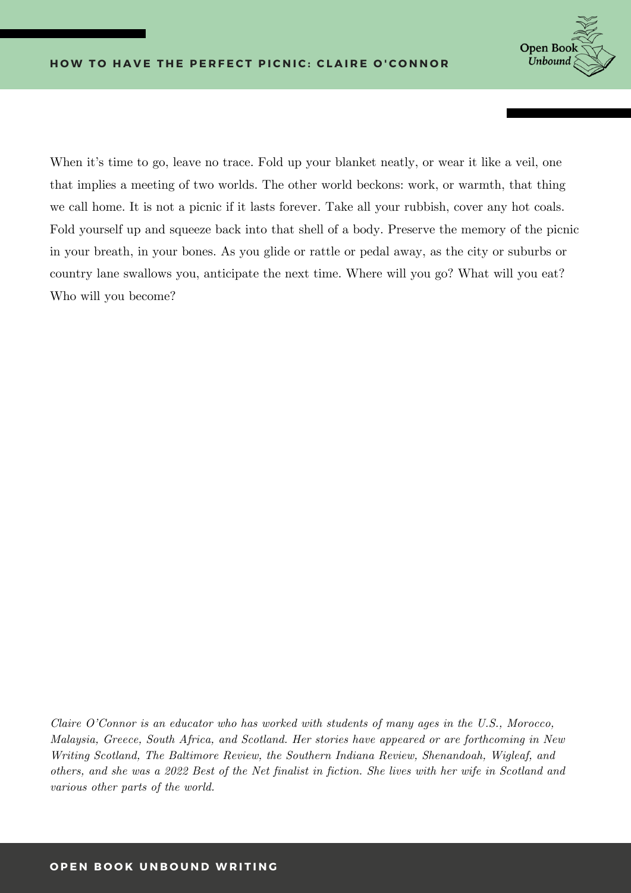When it's time to go, leave no trace. Fold up your blanket neatly, or wear it like a veil, one that implies a meeting of two worlds. The other world beckons: work, or warmth, that thing we call home. It is not a picnic if it lasts forever. Take all your rubbish, cover any hot coals. Fold yourself up and squeeze back into that shell of a body. Preserve the memory of the picnic in your breath, in your bones. As you glide or rattle or pedal away, as the city or suburbs or country lane swallows you, anticipate the next time. Where will you go? What will you eat? Who will you become?

*Claire O'Connor is an educator who has worked with students of many ages in the U.S., Morocco, Malaysia, Greece, South Africa, and Scotland. Her stories have appeared or are forthcoming in New Writing Scotland, The Baltimore Review, the Southern Indiana Review, Shenandoah, Wigleaf, and others, and she was a 2022 Best of the Net finalist in fiction. She lives with her wife in Scotland and various other parts of the world.*